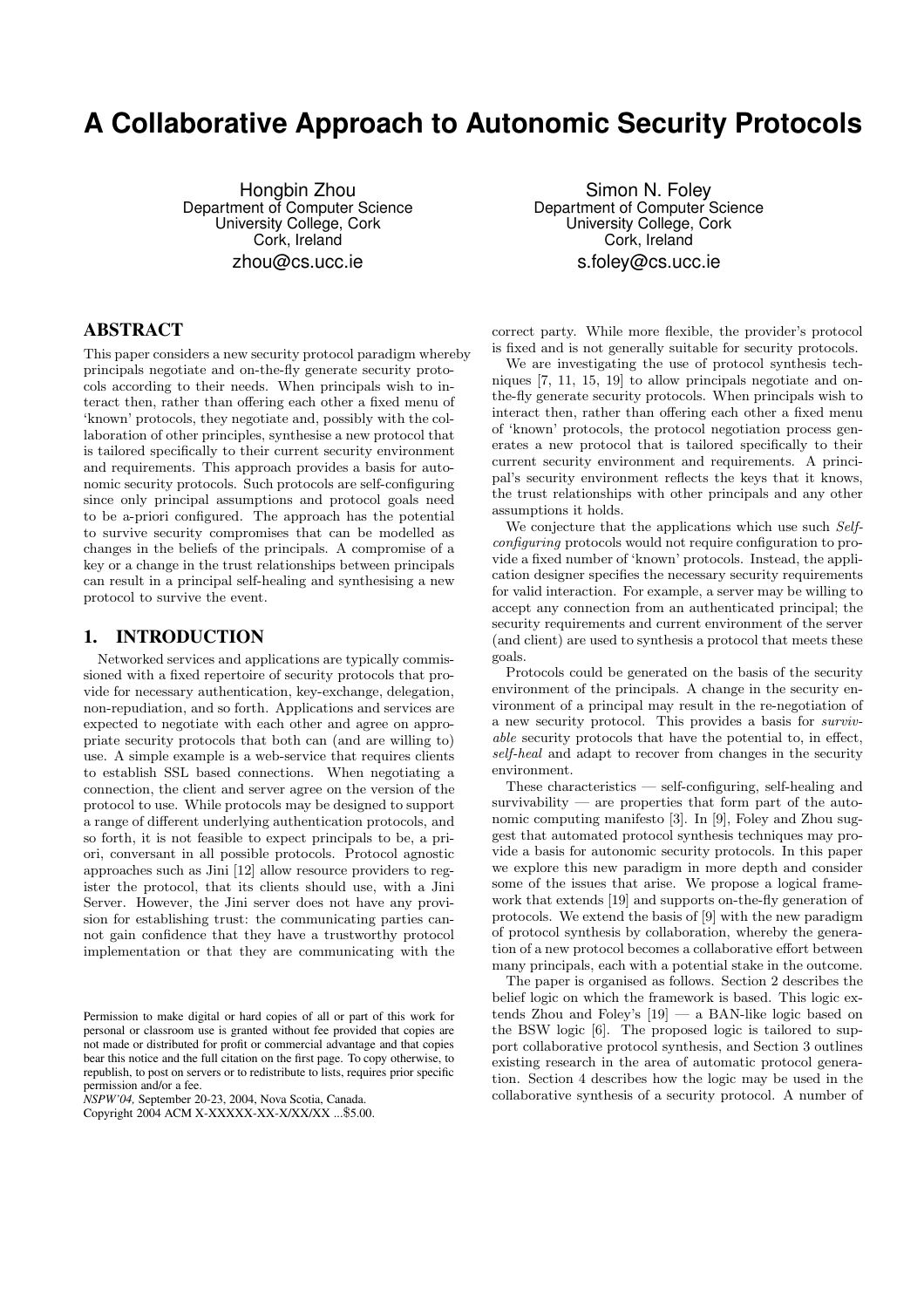# A Collaborative Approach to Autonomic Security Protocols

Hongbin Zhou
Department of Computer Science
University College, Cork
Cork, Ireland
zhou@cs.ucc.ie

Simon N. Foley
Department of Computer Science
University College, Cork
Cork, Ireland
s.foley@cs.ucc.ie

## ABSTRACT

This paper considers a new security protocol paradigm whereby principals negotiate and on-the-fly generate security protocols according to their needs. When principals wish to interact then, rather than offering each other a fixed menu of 'known' protocols, they negotiate and, possibly with the collaboration of other principles, synthesise a new protocol that is tailored specifically to their current security environment and requirements. This approach provides a basis for autonomic security protocols. Such protocols are self-configuring since only principal assumptions and protocol goals need to be a-priori configured. The approach has the potential to survive security compromises that can be modelled as changes in the beliefs of the principals. A compromise of a key or a change in the trust relationships between principals can result in a principal self-healing and synthesising a new protocol to survive the event.

## 1. INTRODUCTION

Networked services and applications are typically commissioned with a fixed repertoire of security protocols that provide for necessary authentication, key-exchange, delegation, non-repudiation, and so forth. Applications and services are expected to negotiate with each other and agree on appropriate security protocols that both can (and are willing to) use. A simple example is a web-service that requires clients to establish SSL based connections. When negotiating a connection, the client and server agree on the version of the protocol to use. While protocols may be designed to support a range of different underlying authentication protocols, and so forth, it is not feasible to expect principals to be, a priori, conversant in all possible protocols. Protocol agnostic approaches such as Jini [12] allow resource providers to register the protocol, that its clients should use, with a Jini Server. However, the Jini server does not have any provision for establishing trust: the communicating parties cannot gain confidence that they have a trustworthy protocol implementation or that they are communicating with the correct party. While more flexible, the provider's protocol is fixed and is not generally suitable for security protocols.

We are investigating the use of protocol synthesis techniques [7, 11, 15, 19] to allow principals negotiate and on-the-fly generate security protocols. When principals wish to interact then, rather than offering each other a fixed menu of 'known' protocols, the protocol negotiation process generates a new protocol that is tailored specifically to their current security environment and requirements. A principal's security environment reflects the keys that it knows, the trust relationships with other principals and any other assumptions it holds.

We conjecture that the applications which use such *Self-configuring* protocols would not require configuration to provide a fixed number of 'known' protocols. Instead, the application designer specifies the necessary security requirements for valid interaction. For example, a server may be willing to accept any connection from an authenticated principal; the security requirements and current environment of the server (and client) are used to synthesis a protocol that meets these goals.

Protocols could be generated on the basis of the security environment of the principals. A change in the security environment of a principal may result in the re-negotiation of a new security protocol. This provides a basis for *survivable* security protocols that have the potential to, in effect, *self-heal* and adapt to recover from changes in the security environment.

These characteristics — self-configuring, self-healing and survivability — are properties that form part of the autonomic computing manifesto [3]. In [9], Foley and Zhou suggest that automated protocol synthesis techniques may provide a basis for autonomic security protocols. In this paper we explore this new paradigm in more depth and consider some of the issues that arise. We propose a logical framework that extends [19] and supports on-the-fly generation of protocols. We extend the basis of [9] with the new paradigm of protocol synthesis by collaboration, whereby the generation of a new protocol becomes a collaborative effort between many principals, each with a potential stake in the outcome.

The paper is organised as follows. Section 2 describes the belief logic on which the framework is based. This logic extends Zhou and Foley's [19] — a BAN-like logic based on the BSW logic [6]. The proposed logic is tailored to support collaborative protocol synthesis, and Section 3 outlines existing research in the area of automatic protocol generation. Section 4 describes how the logic may be used in the collaborative synthesis of a security protocol. A number of

Permission to make digital or hard copies of all or part of this work for personal or classroom use is granted without fee provided that copies are not made or distributed for profit or commercial advantage and that copies bear this notice and the full citation on the first page. To copy otherwise, to republish, to post on servers or to redistribute to lists, requires prior specific permission and/or a fee.
*NSPW'04,* September 20-23, 2004, Nova Scotia, Canada.
Copyright 2004 ACM X-XXXXX-XX-X/XX/XX ...$5.00.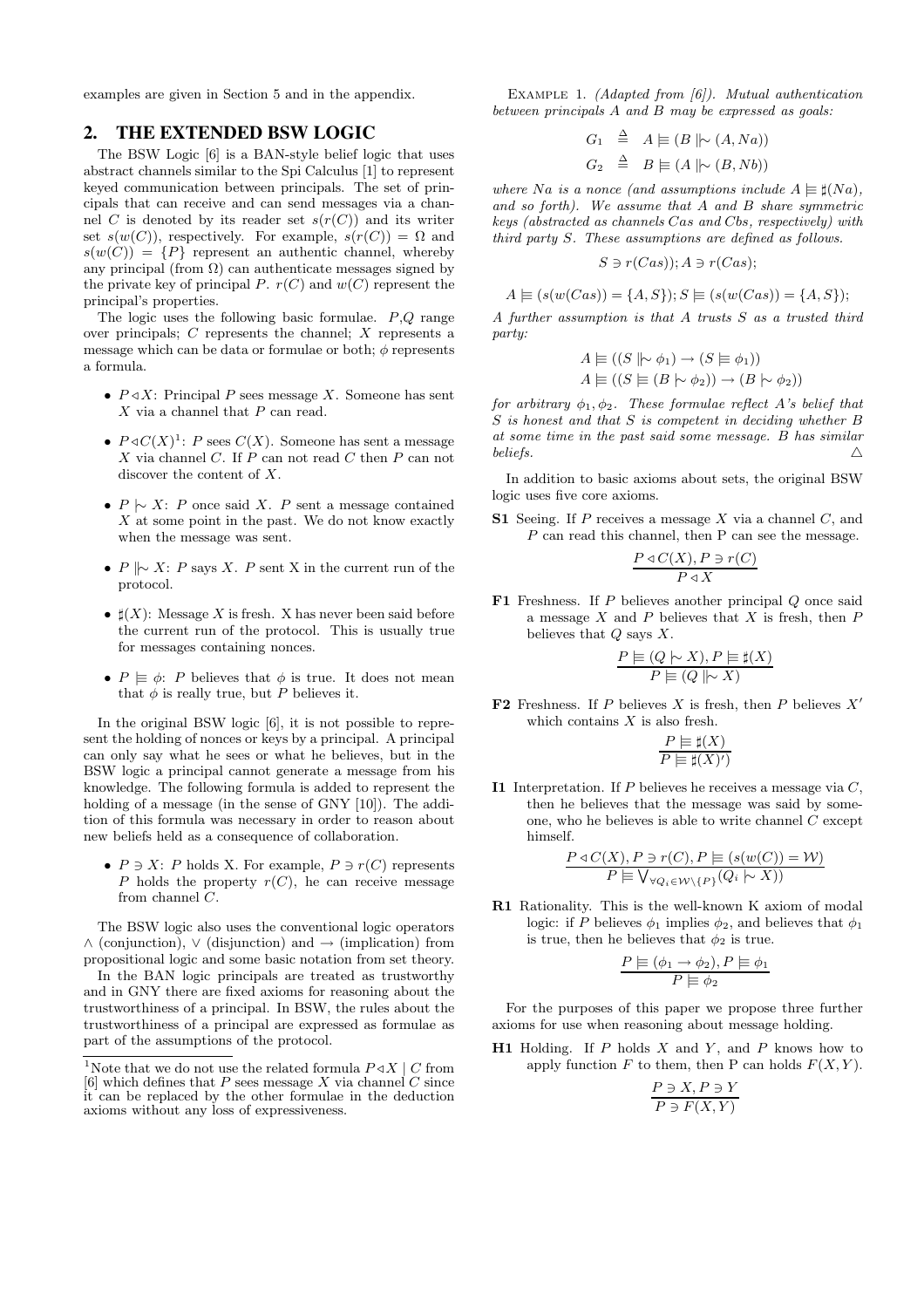examples are given in Section 5 and in the appendix.

## 2. THE EXTENDED BSW LOGIC

The BSW Logic [6] is a BAN-style belief logic that uses abstract channels similar to the Spi Calculus [1] to represent keyed communication between principals. The set of principals that can receive and can send messages via a channel $C$ is denoted by its reader set $s(r(C))$ and its writer set $s(w(C))$, respectively. For example, $s(r(C)) = \Omega$ and $s(w(C)) = \{P\}$ represent an authentic channel, whereby any principal (from $\Omega$) can authenticate messages signed by the private key of principal $P$. $r(C)$ and $w(C)$ represent the principal's properties.

The logic uses the following basic formulae. $P$,$Q$ range over principals; $C$ represents the channel; $X$ represents a message which can be data or formulae or both; $\phi$ represents a formula.

- $P \triangleleft X$: Principal $P$ sees message $X$. Someone has sent $X$ via a channel that $P$ can read.
- $P \triangleleft C(X)$[1]: $P$ sees $C(X)$. Someone has sent a message $X$ via channel $C$. If $P$ can not read $C$ then $P$ can not discover the content of $X$.
- $P \mid\sim X$: $P$ once said $X$. $P$ sent a message contained $X$ at some point in the past. We do not know exactly when the message was sent.
- $P \parallel\!\sim X$: $P$ says $X$. $P$ sent X in the current run of the protocol.
- $\sharp(X)$: Message $X$ is fresh. X has never been said before the current run of the protocol. This is usually true for messages containing nonces.
- $P \models \phi$: $P$ believes that $\phi$ is true. It does not mean that $\phi$ is really true, but $P$ believes it.

In the original BSW logic [6], it is not possible to represent the holding of nonces or keys by a principal. A principal can only say what he sees or what he believes, but in the BSW logic a principal cannot generate a message from his knowledge. The following formula is added to represent the holding of a message (in the sense of GNY [10]). The addition of this formula was necessary in order to reason about new beliefs held as a consequence of collaboration.

- $P \ni X$: $P$ holds X. For example, $P \ni r(C)$ represents $P$ holds the property $r(C)$, he can receive message from channel $C$.

The BSW logic also uses the conventional logic operators $\wedge$ (conjunction), $\vee$ (disjunction) and $\rightarrow$ (implication) from propositional logic and some basic notation from set theory.

In the BAN logic principals are treated as trustworthy and in GNY there are fixed axioms for reasoning about the trustworthiness of a principal. In BSW, the rules about the trustworthiness of a principal are expressed as formulae as part of the assumptions of the protocol.

[1]Note that we do not use the related formula $P \triangleleft X \mid C$ from [6] which defines that $P$ sees message $X$ via channel $C$ since it can be replaced by the other formulae in the deduction axioms without any loss of expressiveness.

Example 1. *(Adapted from [6]). Mutual authentication between principals A and B may be expressed as goals:*

$$G_1 \triangleq A \models (B \parallel\!\sim (A, Na))$$
$$G_2 \triangleq B \models (A \parallel\!\sim (B, Nb))$$

*where $Na$ is a nonce (and assumptions include $A \models \sharp(Na)$, and so forth). We assume that A and B share symmetric keys (abstracted as channels $Cas$ and $Cbs$, respectively) with third party S. These assumptions are defined as follows.*

$$S \ni r(Cas)); A \ni r(Cas);$$

$$A \models (s(w(Cas)) = \{A, S\}); S \models (s(w(Cas)) = \{A, S\});$$

*A further assumption is that A trusts S as a trusted third party:*

$$A \models ((S \parallel\!\sim \phi_1) \rightarrow (S \models \phi_1))$$
$$A \models ((S \models (B \mid\sim \phi_2)) \rightarrow (B \mid\sim \phi_2))$$

*for arbitrary $\phi_1, \phi_2$. These formulae reflect A's belief that S is honest and that S is competent in deciding whether B at some time in the past said some message. B has similar beliefs.* $\triangle$

In addition to basic axioms about sets, the original BSW logic uses five core axioms.

**S1** Seeing. If $P$ receives a message $X$ via a channel $C$, and $P$ can read this channel, then P can see the message.

$$\frac{P \triangleleft C(X), P \ni r(C)}{P \triangleleft X}$$

**F1** Freshness. If $P$ believes another principal $Q$ once said a message $X$ and $P$ believes that $X$ is fresh, then $P$ believes that $Q$ says $X$.

$$\frac{P \models (Q \mid\sim X), P \models \sharp(X)}{P \models (Q \parallel\!\sim X)}$$

**F2** Freshness. If $P$ believes $X$ is fresh, then $P$ believes $X'$ which contains $X$ is also fresh.

$$\frac{P \models \sharp(X)}{P \models \sharp(X)'}$$

**I1** Interpretation. If $P$ believes he receives a message via $C$, then he believes that the message was said by someone, who he believes is able to write channel $C$ except himself.

$$\frac{P \triangleleft C(X), P \ni r(C), P \models (s(w(C)) = \mathcal{W})}{P \models \bigvee_{\forall Q_i \in \mathcal{W} \setminus \{P\}} (Q_i \mid\sim X))}$$

**R1** Rationality. This is the well-known K axiom of modal logic: if $P$ believes $\phi_1$ implies $\phi_2$, and believes that $\phi_1$ is true, then he believes that $\phi_2$ is true.

$$\frac{P \models (\phi_1 \rightarrow \phi_2), P \models \phi_1}{P \models \phi_2}$$

For the purposes of this paper we propose three further axioms for use when reasoning about message holding.

**H1** Holding. If $P$ holds $X$ and $Y$, and $P$ knows how to apply function $F$ to them, then P can holds $F(X, Y)$.

$$\frac{P \ni X, P \ni Y}{P \ni F(X, Y)}$$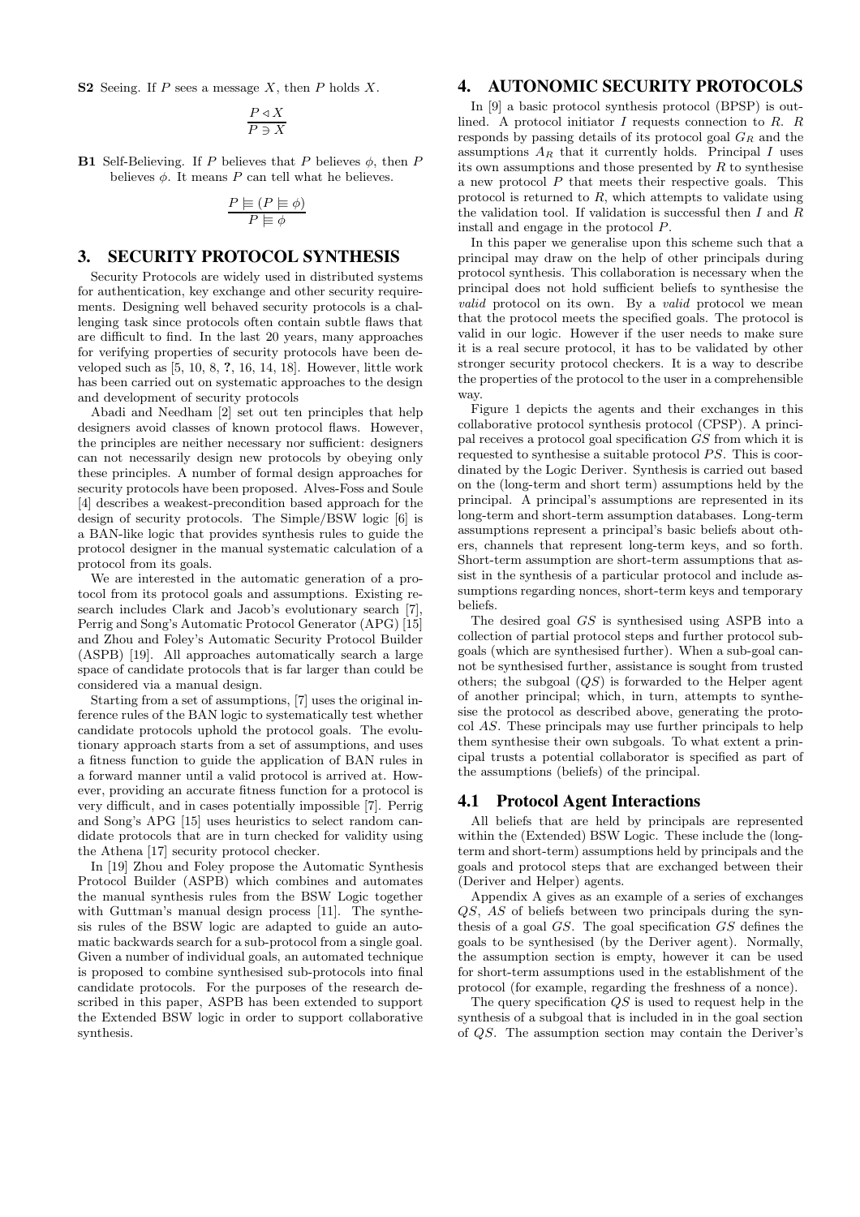**S2** Seeing. If $P$ sees a message $X$, then $P$ holds $X$.

$$\frac{P \triangleleft X}{P \ni X}$$

**B1** Self-Believing. If $P$ believes that $P$ believes $\phi$, then $P$ believes $\phi$. It means $P$ can tell what he believes.

$$\frac{P \models (P \models \phi)}{P \models \phi}$$

## 3. SECURITY PROTOCOL SYNTHESIS

Security Protocols are widely used in distributed systems for authentication, key exchange and other security requirements. Designing well behaved security protocols is a challenging task since protocols often contain subtle flaws that are difficult to find. In the last 20 years, many approaches for verifying properties of security protocols have been developed such as [5, 10, 8, **?**, 16, 14, 18]. However, little work has been carried out on systematic approaches to the design and development of security protocols

Abadi and Needham [2] set out ten principles that help designers avoid classes of known protocol flaws. However, the principles are neither necessary nor sufficient: designers can not necessarily design new protocols by obeying only these principles. A number of formal design approaches for security protocols have been proposed. Alves-Foss and Soule [4] describes a weakest-precondition based approach for the design of security protocols. The Simple/BSW logic [6] is a BAN-like logic that provides synthesis rules to guide the protocol designer in the manual systematic calculation of a protocol from its goals.

We are interested in the automatic generation of a protocol from its protocol goals and assumptions. Existing research includes Clark and Jacob's evolutionary search [7], Perrig and Song's Automatic Protocol Generator (APG) [15] and Zhou and Foley's Automatic Security Protocol Builder (ASPB) [19]. All approaches automatically search a large space of candidate protocols that is far larger than could be considered via a manual design.

Starting from a set of assumptions, [7] uses the original inference rules of the BAN logic to systematically test whether candidate protocols uphold the protocol goals. The evolutionary approach starts from a set of assumptions, and uses a fitness function to guide the application of BAN rules in a forward manner until a valid protocol is arrived at. However, providing an accurate fitness function for a protocol is very difficult, and in cases potentially impossible [7]. Perrig and Song's APG [15] uses heuristics to select random candidate protocols that are in turn checked for validity using the Athena [17] security protocol checker.

In [19] Zhou and Foley propose the Automatic Synthesis Protocol Builder (ASPB) which combines and automates the manual synthesis rules from the BSW Logic together with Guttman's manual design process [11]. The synthesis rules of the BSW logic are adapted to guide an automatic backwards search for a sub-protocol from a single goal. Given a number of individual goals, an automated technique is proposed to combine synthesised sub-protocols into final candidate protocols. For the purposes of the research described in this paper, ASPB has been extended to support the Extended BSW logic in order to support collaborative synthesis.

## 4. AUTONOMIC SECURITY PROTOCOLS

In [9] a basic protocol synthesis protocol (BPSP) is outlined. A protocol initiator $I$ requests connection to $R$. $R$ responds by passing details of its protocol goal $G_R$ and the assumptions $A_R$ that it currently holds. Principal $I$ uses its own assumptions and those presented by $R$ to synthesise a new protocol $P$ that meets their respective goals. This protocol is returned to $R$, which attempts to validate using the validation tool. If validation is successful then $I$ and $R$ install and engage in the protocol $P$.

In this paper we generalise upon this scheme such that a principal may draw on the help of other principals during protocol synthesis. This collaboration is necessary when the principal does not hold sufficient beliefs to synthesise the *valid* protocol on its own. By a *valid* protocol we mean that the protocol meets the specified goals. The protocol is valid in our logic. However if the user needs to make sure it is a real secure protocol, it has to be validated by other stronger security protocol checkers. It is a way to describe the properties of the protocol to the user in a comprehensible way.

Figure 1 depicts the agents and their exchanges in this collaborative protocol synthesis protocol (CPSP). A principal receives a protocol goal specification $GS$ from which it is requested to synthesise a suitable protocol $PS$. This is coordinated by the Logic Deriver. Synthesis is carried out based on the (long-term and short term) assumptions held by the principal. A principal's assumptions are represented in its long-term and short-term assumption databases. Long-term assumptions represent a principal's basic beliefs about others, channels that represent long-term keys, and so forth. Short-term assumption are short-term assumptions that assist in the synthesis of a particular protocol and include assumptions regarding nonces, short-term keys and temporary beliefs.

The desired goal $GS$ is synthesised using ASPB into a collection of partial protocol steps and further protocol subgoals (which are synthesised further). When a sub-goal can not be synthesised further, assistance is sought from trusted others; the subgoal ($QS$) is forwarded to the Helper agent of another principal; which, in turn, attempts to synthesise the protocol as described above, generating the protocol $AS$. These principals may use further principals to help them synthesise their own subgoals. To what extent a principal trusts a potential collaborator is specified as part of the assumptions (beliefs) of the principal.

### 4.1 Protocol Agent Interactions

All beliefs that are held by principals are represented within the (Extended) BSW Logic. These include the (long-term and short-term) assumptions held by principals and the goals and protocol steps that are exchanged between their (Deriver and Helper) agents.

Appendix A gives as an example of a series of exchanges $QS$, $AS$ of beliefs between two principals during the synthesis of a goal $GS$. The goal specification $GS$ defines the goals to be synthesised (by the Deriver agent). Normally, the assumption section is empty, however it can be used for short-term assumptions used in the establishment of the protocol (for example, regarding the freshness of a nonce).

The query specification $QS$ is used to request help in the synthesis of a subgoal that is included in in the goal section of $QS$. The assumption section may contain the Deriver's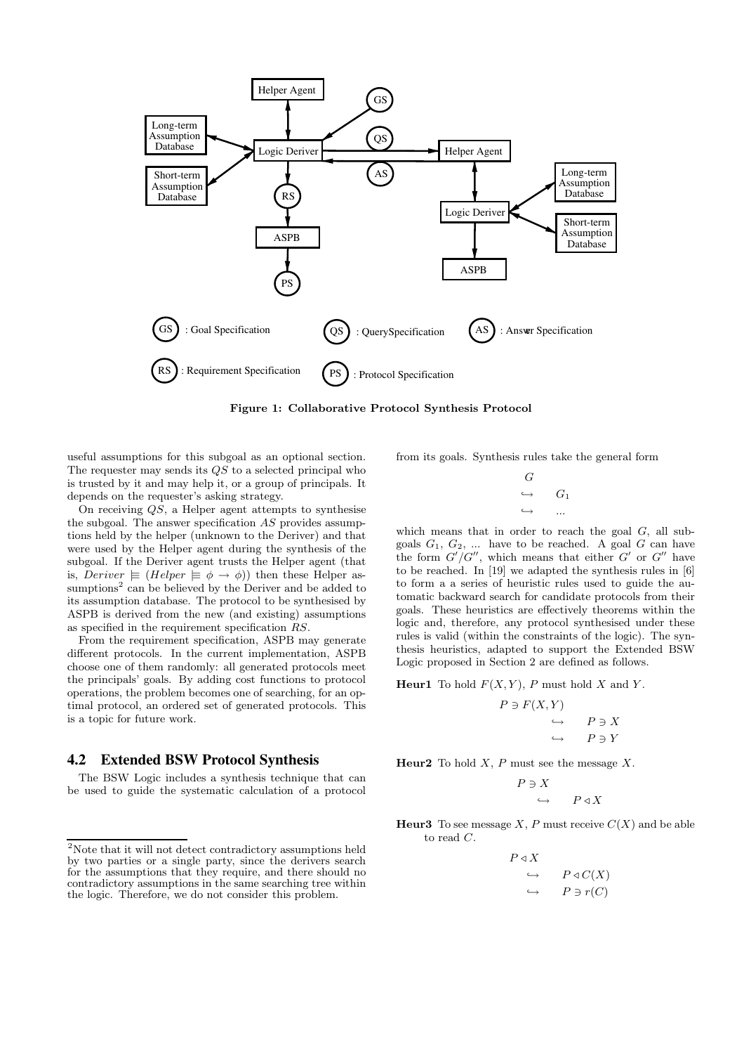Figure 1: Collaborative Protocol Synthesis Protocol

useful assumptions for this subgoal as an optional section. The requester may sends its $QS$ to a selected principal who is trusted by it and may help it, or a group of principals. It depends on the requester's asking strategy.

On receiving $QS$, a Helper agent attempts to synthesise the subgoal. The answer specification $AS$ provides assumptions held by the helper (unknown to the Deriver) and that were used by the Helper agent during the synthesis of the subgoal. If the Deriver agent trusts the Helper agent (that is, $Deriver \models (Helper \models \phi \rightarrow \phi)$) then these Helper assumptions[2] can be believed by the Deriver and be added to its assumption database. The protocol to be synthesised by ASPB is derived from the new (and existing) assumptions as specified in the requirement specification $RS$.

From the requirement specification, ASPB may generate different protocols. In the current implementation, ASPB choose one of them randomly: all generated protocols meet the principals' goals. By adding cost functions to protocol operations, the problem becomes one of searching, for an optimal protocol, an ordered set of generated protocols. This is a topic for future work.

## 4.2 Extended BSW Protocol Synthesis

The BSW Logic includes a synthesis technique that can be used to guide the systematic calculation of a protocol from its goals. Synthesis rules take the general form

$$\begin{array}{ll} G & \\ \hookrightarrow & G_1 \\ \hookrightarrow & ... \end{array}$$

which means that in order to reach the goal $G$, all subgoals $G_1$, $G_2$, ... have to be reached. A goal $G$ can have the form $G'/G''$, which means that either $G'$ or $G''$ have to be reached. In [19] we adapted the synthesis rules in [6] to form a a series of heuristic rules used to guide the automatic backward search for candidate protocols from their goals. These heuristics are effectively theorems within the logic and, therefore, any protocol synthesised under these rules is valid (within the constraints of the logic). The synthesis heuristics, adapted to support the Extended BSW Logic proposed in Section 2 are defined as follows.

**Heur1** To hold $F(X, Y)$, $P$ must hold $X$ and $Y$.

$$\begin{array}{ll} P \ni F(X,Y) & \\ \hookrightarrow & P \ni X \\ \hookrightarrow & P \ni Y \end{array}$$

**Heur2** To hold $X$, $P$ must see the message $X$.

$$\begin{array}{ll} P \ni X & \\ \hookrightarrow & P \triangleleft X \end{array}$$

**Heur3** To see message $X$, $P$ must receive $C(X)$ and be able to read $C$.

$$\begin{array}{ll} P \triangleleft X & \\ \hookrightarrow & P \triangleleft C(X) \\ \hookrightarrow & P \ni r(C) \end{array}$$

[2] Note that it will not detect contradictory assumptions held by two parties or a single party, since the derivers search for the assumptions that they require, and there should no contradictory assumptions in the same searching tree within the logic. Therefore, we do not consider this problem.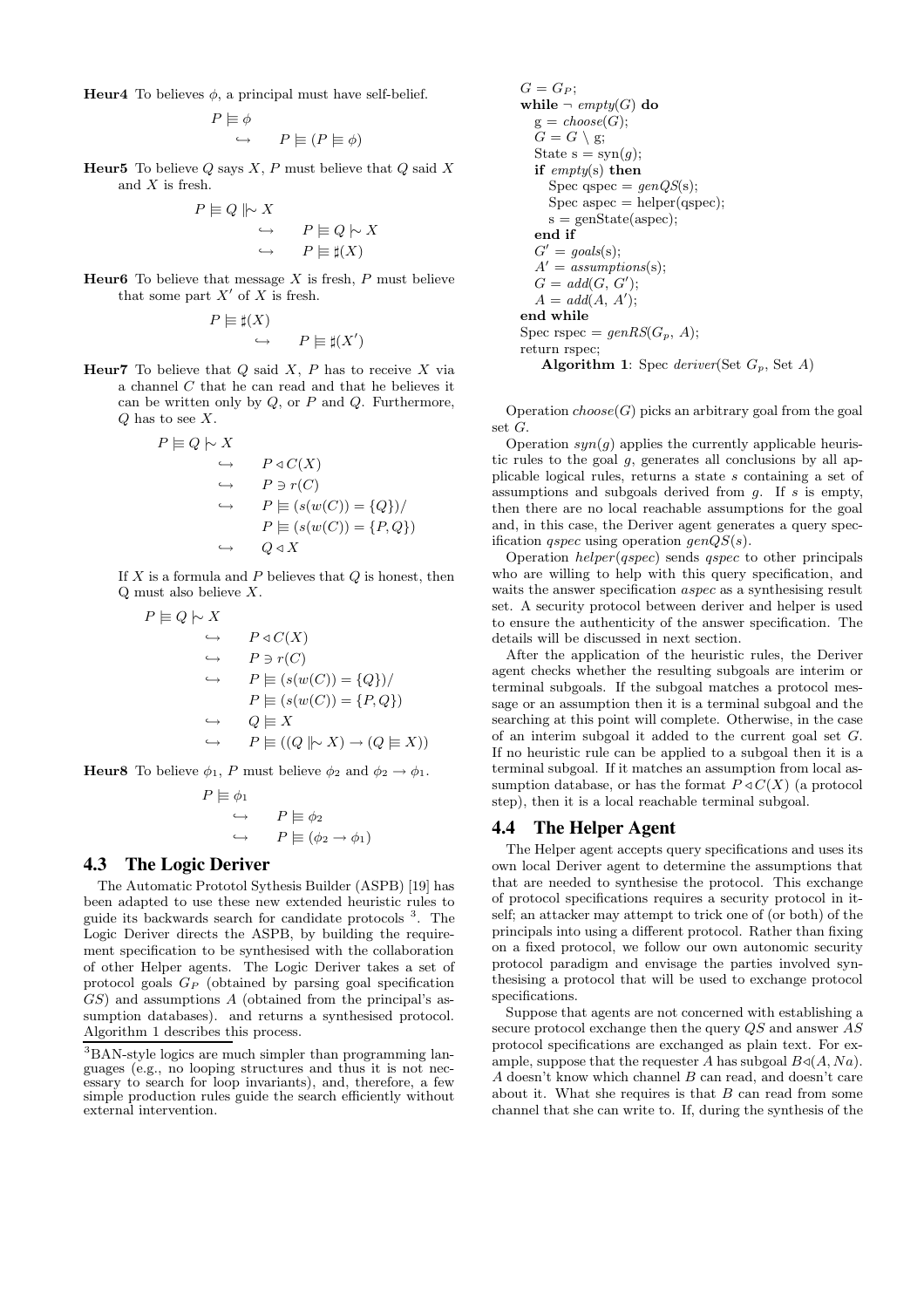**Heur4** To believes $\phi$, a principal must have self-belief.

$$P \models \phi$$
$$\hookrightarrow \quad P \models (P \models \phi)$$

**Heur5** To believe $Q$ says $X$, $P$ must believe that $Q$ said $X$ and $X$ is fresh.

$$P \models Q \Vdash\!\sim X$$
$$\hookrightarrow \quad P \models Q \mid\!\sim X$$
$$\hookrightarrow \quad P \models \sharp(X)$$

**Heur6** To believe that message $X$ is fresh, $P$ must believe that some part $X'$ of $X$ is fresh.

$$P \models \sharp(X)$$
$$\hookrightarrow \quad P \models \sharp(X')$$

**Heur7** To believe that $Q$ said $X$, $P$ has to receive $X$ via a channel $C$ that he can read and that he believes it can be written only by $Q$, or $P$ and $Q$. Furthermore, $Q$ has to see $X$.

$$P \models Q \mid\!\sim X$$
$$\hookrightarrow \quad P \lhd C(X)$$
$$\hookrightarrow \quad P \ni r(C)$$
$$\hookrightarrow \quad P \models (s(w(C)) = \{Q\})/$$
$$P \models (s(w(C)) = \{P, Q\})$$
$$\hookrightarrow \quad Q \lhd X$$

If $X$ is a formula and $P$ believes that $Q$ is honest, then Q must also believe $X$.

$$P \models Q \mid\!\sim X$$
$$\hookrightarrow \quad P \lhd C(X)$$
$$\hookrightarrow \quad P \ni r(C)$$
$$\hookrightarrow \quad P \models (s(w(C)) = \{Q\})/$$
$$P \models (s(w(C)) = \{P, Q\})$$
$$\hookrightarrow \quad Q \models X$$
$$\hookrightarrow \quad P \models ((Q \Vdash\!\sim X) \rightarrow (Q \models X))$$

**Heur8** To believe $\phi_1$, $P$ must believe $\phi_2$ and $\phi_2 \rightarrow \phi_1$.

$$P \models \phi_1$$
$$\hookrightarrow \quad P \models \phi_2$$
$$\hookrightarrow \quad P \models (\phi_2 \rightarrow \phi_1)$$

## 4.3 The Logic Deriver

The Automatic Prototol Sythesis Builder (ASPB) [19] has been adapted to use these new extended heuristic rules to guide its backwards search for candidate protocols [3]. The Logic Deriver directs the ASPB, by building the requirement specification to be synthesised with the collaboration of other Helper agents. The Logic Deriver takes a set of protocol goals $G_P$ (obtained by parsing goal specification $GS$) and assumptions $A$ (obtained from the principal's assumption databases). and returns a synthesised protocol. Algorithm 1 describes this process.

[3] BAN-style logics are much simpler than programming languages (e.g., no looping structures and thus it is not necessary to search for loop invariants), and, therefore, a few simple production rules guide the search efficiently without external intervention.

```
G = G_P;
while ¬ empty(G) do
  g = choose(G);
  G = G \ g;
  State s = syn(g);
  if empty(s) then
    Spec qspec = genQS(s);
    Spec aspec = helper(qspec);
    s = genState(aspec);
  end if
  G' = goals(s);
  A' = assumptions(s);
  G = add(G, G');
  A = add(A, A');
end while
Spec rspec = genRS(G_p, A);
return rspec;
```

**Algorithm 1**: Spec *deriver*(Set $G_p$, Set $A$)

Operation $choose(G)$ picks an arbitrary goal from the goal set $G$.

Operation $syn(g)$ applies the currently applicable heuristic rules to the goal $g$, generates all conclusions by all applicable logical rules, returns a state $s$ containing a set of assumptions and subgoals derived from $g$. If $s$ is empty, then there are no local reachable assumptions for the goal and, in this case, the Deriver agent generates a query specification *qspec* using operation $genQS(s)$.

Operation *helper*(*qspec*) sends *qspec* to other principals who are willing to help with this query specification, and waits the answer specification *aspec* as a synthesising result set. A security protocol between deriver and helper is used to ensure the authenticity of the answer specification. The details will be discussed in next section.

After the application of the heuristic rules, the Deriver agent checks whether the resulting subgoals are interim or terminal subgoals. If the subgoal matches a protocol message or an assumption then it is a terminal subgoal and the searching at this point will complete. Otherwise, in the case of an interim subgoal it added to the current goal set $G$. If no heuristic rule can be applied to a subgoal then it is a terminal subgoal. If it matches an assumption from local assumption database, or has the format $P \lhd C(X)$ (a protocol step), then it is a local reachable terminal subgoal.

## 4.4 The Helper Agent

The Helper agent accepts query specifications and uses its own local Deriver agent to determine the assumptions that that are needed to synthesise the protocol. This exchange of protocol specifications requires a security protocol in itself; an attacker may attempt to trick one of (or both) of the principals into using a different protocol. Rather than fixing on a fixed protocol, we follow our own autonomic security protocol paradigm and envisage the parties involved synthesising a protocol that will be used to exchange protocol specifications.

Suppose that agents are not concerned with establishing a secure protocol exchange then the query $QS$ and answer $AS$ protocol specifications are exchanged as plain text. For example, suppose that the requester $A$ has subgoal $B \lhd (A, Na)$. $A$ doesn't know which channel $B$ can read, and doesn't care about it. What she requires is that $B$ can read from some channel that she can write to. If, during the synthesis of the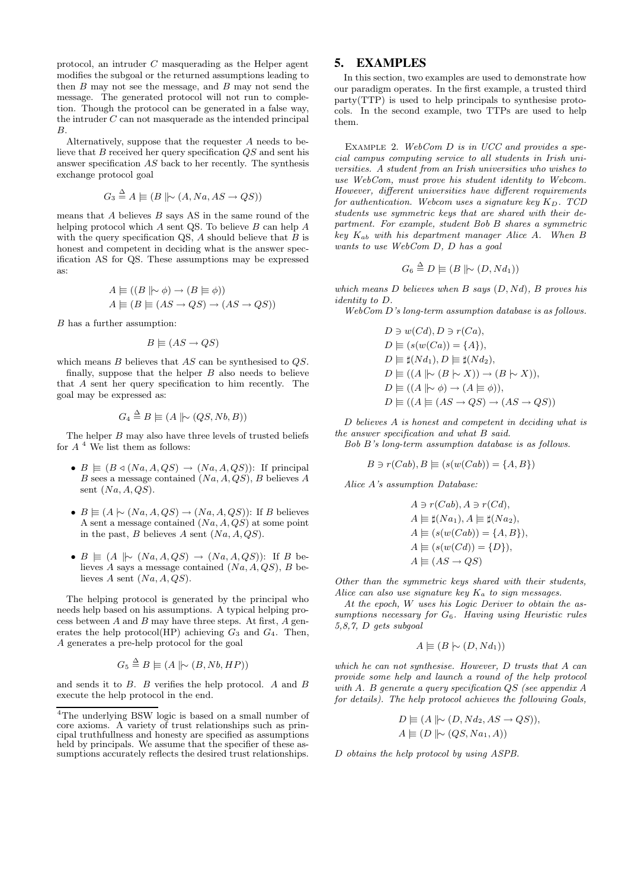protocol, an intruder $C$ masquerading as the Helper agent modifies the subgoal or the returned assumptions leading to then $B$ may not see the message, and $B$ may not send the message. The generated protocol will not run to completion. Though the protocol can be generated in a false way, the intruder $C$ can not masquerade as the intended principal $B$.

Alternatively, suppose that the requester $A$ needs to believe that $B$ received her query specification $QS$ and sent his answer specification $AS$ back to her recently. The synthesis exchange protocol goal

$$G_3 \triangleq A \models (B \mid\!\sim (A, Na, AS \rightarrow QS))$$

means that $A$ believes $B$ says AS in the same round of the helping protocol which $A$ sent QS. To believe $B$ can help $A$ with the query specification QS, $A$ should believe that $B$ is honest and competent in deciding what is the answer specification AS for QS. These assumptions may be expressed as:

$$A \models ((B \mid\!\sim \phi) \rightarrow (B \models \phi))$$
$$A \models (B \models (AS \rightarrow QS) \rightarrow (AS \rightarrow QS))$$

$B$ has a further assumption:

$$B \models (AS \rightarrow QS)$$

which means $B$ believes that $AS$ can be synthesised to $QS$.

finally, suppose that the helper $B$ also needs to believe that $A$ sent her query specification to him recently. The goal may be expressed as:

$$G_4 \triangleq B \models (A \mid\!\sim (QS, Nb, B))$$

The helper $B$ may also have three levels of trusted beliefs for $A$ [4] We list them as follows:

- $B \models (B \triangleleft (Na, A, QS) \rightarrow (Na, A, QS))$: If principal $B$ sees a message contained $(Na, A, QS)$, $B$ believes $A$ sent $(Na, A, QS)$.
- $B \models (A \mid\sim (Na, A, QS) \rightarrow (Na, A, QS))$: If $B$ believes A sent a message contained $(Na, A, QS)$ at some point in the past, $B$ believes $A$ sent $(Na, A, QS)$.
- $B \models (A \mid\!\sim (Na, A, QS) \rightarrow (Na, A, QS))$: If $B$ believes $A$ says a message contained $(Na, A, QS)$, $B$ believes $A$ sent $(Na, A, QS)$.

The helping protocol is generated by the principal who needs help based on his assumptions. A typical helping process between $A$ and $B$ may have three steps. At first, $A$ generates the help protocol(HP) achieving $G_3$ and $G_4$. Then, $A$ generates a pre-help protocol for the goal

$$G_5 \triangleq B \models (A \mid\!\sim (B, Nb, HP))$$

and sends it to $B$. $B$ verifies the help protocol. $A$ and $B$ execute the help protocol in the end.

[4] The underlying BSW logic is based on a small number of core axioms. A variety of trust relationships such as principal truthfullness and honesty are specified as assumptions held by principals. We assume that the specifier of these assumptions accurately reflects the desired trust relationships.

# 5. EXAMPLES

In this section, two examples are used to demonstrate how our paradigm operates. In the first example, a trusted third party(TTP) is used to help principals to synthesise protocols. In the second example, two TTPs are used to help them.

Example 2. *WebCom $D$ is in UCC and provides a special campus computing service to all students in Irish universities. A student from an Irish universities who wishes to use WebCom, must prove his student identity to Webcom. However, different universities have different requirements for authentication. Webcom uses a signature key $K_D$. TCD students use symmetric keys that are shared with their department. For example, student Bob $B$ shares a symmetric key $K_{ab}$ with his department manager Alice $A$. When $B$ wants to use WebCom $D$, $D$ has a goal*

$$G_6 \triangleq D \models (B \mid\!\sim (D, Nd_1))$$

*which means $D$ believes when $B$ says $(D, Nd)$, $B$ proves his identity to $D$.*

*WebCom $D$'s long-term assumption database is as follows.*

$$D \ni w(Cd), D \ni r(Ca),$$
$$D \models (s(w(Ca)) = \{A\}),$$
$$D \models \sharp(Nd_1), D \models \sharp(Nd_2),$$
$$D \models ((A \mid\!\sim (B \mid\sim X)) \rightarrow (B \mid\sim X)),$$
$$D \models ((A \mid\!\sim \phi) \rightarrow (A \models \phi)),$$
$$D \models ((A \models (AS \rightarrow QS) \rightarrow (AS \rightarrow QS))$$

*$D$ believes $A$ is honest and competent in deciding what is the answer specification and what $B$ said.*

*Bob $B$'s long-term assumption database is as follows.*

$$B \ni r(Cab), B \models (s(w(Cab)) = \{A, B\})$$

*Alice $A$'s assumption Database:*

$$A \ni r(Cab), A \ni r(Cd),$$
$$A \models \sharp(Na_1), A \models \sharp(Na_2),$$
$$A \models (s(w(Cab)) = \{A, B\}),$$
$$A \models (s(w(Cd)) = \{D\}),$$
$$A \models (AS \rightarrow QS)$$

*Other than the symmetric keys shared with their students, Alice can also use signature key $K_a$ to sign messages.*

*At the epoch, $W$ uses his Logic Deriver to obtain the assumptions necessary for $G_6$. Having using Heuristic rules 5,8,7, $D$ gets subgoal*

$$A \models (B \mid\sim (D, Nd_1))$$

*which he can not synthesise. However, $D$ trusts that $A$ can provide some help and launch a round of the help protocol with $A$. $B$ generate a query specification $QS$ (see appendix A for details). The help protocol achieves the following Goals,*

$$D \models (A \mid\!\sim (D, Nd_2, AS \rightarrow QS)),$$
$$A \models (D \mid\!\sim (QS, Na_1, A))$$

*$D$ obtains the help protocol by using ASPB.*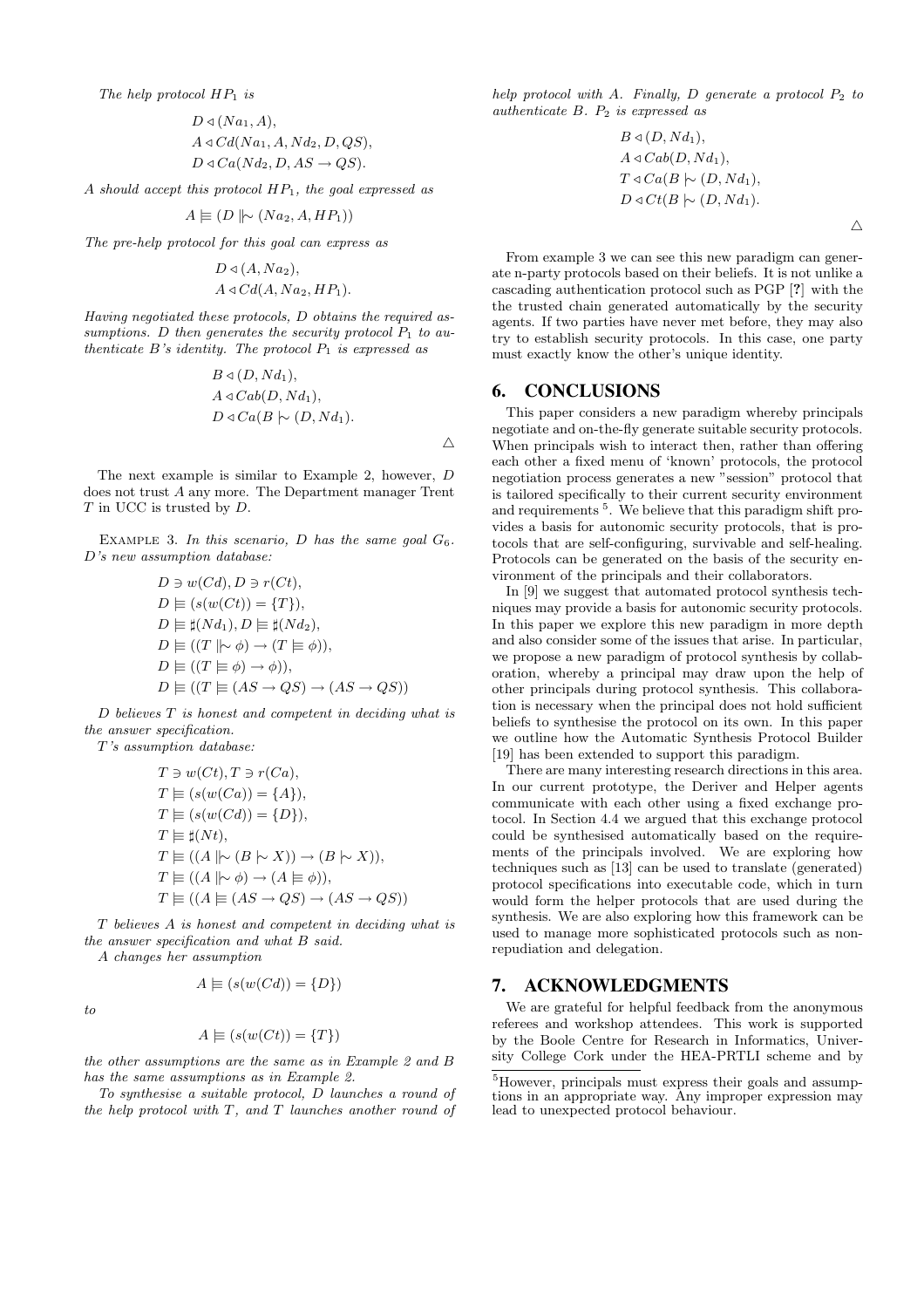*The help protocol $HP_1$ is*

$$D \lhd (Na_1, A),$$
$$A \lhd Cd(Na_1, A, Nd_2, D, QS),$$
$$D \lhd Ca(Nd_2, D, AS \rightarrow QS).$$

*A should accept this protocol $HP_1$, the goal expressed as*

$$A \models (D \mid\!\sim (Na_2, A, HP_1))$$

*The pre-help protocol for this goal can express as*

$$D \lhd (A, Na_2),$$
$$A \lhd Cd(A, Na_2, HP_1).$$

*Having negotiated these protocols, D obtains the required assumptions. D then generates the security protocol $P_1$ to authenticate B's identity. The protocol $P_1$ is expressed as*

$$B \lhd (D, Nd_1),$$
$$A \lhd Cab(D, Nd_1),$$
$$D \lhd Ca(B \mid\sim (D, Nd_1)).$$

△

The next example is similar to Example 2, however, $D$ does not trust $A$ any more. The Department manager Trent $T$ in UCC is trusted by $D$.

Example 3. *In this scenario, D has the same goal $G_6$. D's new assumption database:*

$$D \ni w(Cd), D \ni r(Ct),$$
$$D \models (s(w(Ct)) = \{T\}),$$
$$D \models \sharp(Nd_1), D \models \sharp(Nd_2),$$
$$D \models ((T \mid\!\sim \phi) \rightarrow (T \models \phi)),$$
$$D \models ((T \models \phi) \rightarrow \phi)),$$
$$D \models ((T \models (AS \rightarrow QS) \rightarrow (AS \rightarrow QS))$$

*D believes T is honest and competent in deciding what is the answer specification.*

*T's assumption database:*

$$T \ni w(Ct), T \ni r(Ca),$$
$$T \models (s(w(Ca)) = \{A\}),$$
$$T \models (s(w(Cd)) = \{D\}),$$
$$T \models \sharp(Nt),$$
$$T \models ((A \mid\!\sim (B \mid\sim X)) \rightarrow (B \mid\sim X)),$$
$$T \models ((A \mid\!\sim \phi) \rightarrow (A \models \phi)),$$
$$T \models ((A \models (AS \rightarrow QS) \rightarrow (AS \rightarrow QS))$$

*T believes A is honest and competent in deciding what is the answer specification and what B said.*

*A changes her assumption*

$$A \models (s(w(Cd)) = \{D\})$$

*to*

$$A \models (s(w(Ct)) = \{T\})$$

*the other assumptions are the same as in Example 2 and B has the same assumptions as in Example 2.*

*To synthesise a suitable protocol, D launches a round of the help protocol with T, and T launches another round of help protocol with A. Finally, D generate a protocol $P_2$ to authenticate B. $P_2$ is expressed as*

$$B \lhd (D, Nd_1),$$
$$A \lhd Cab(D, Nd_1),$$
$$T \lhd Ca(B \mid\sim (D, Nd_1),$$
$$D \lhd Ct(B \mid\sim (D, Nd_1).$$

△

From example 3 we can see this new paradigm can generate n-party protocols based on their beliefs. It is not unlike a cascading authentication protocol such as PGP [?] with the the trusted chain generated automatically by the security agents. If two parties have never met before, they may also try to establish security protocols. In this case, one party must exactly know the other's unique identity.

## 6. CONCLUSIONS

This paper considers a new paradigm whereby principals negotiate and on-the-fly generate suitable security protocols. When principals wish to interact then, rather than offering each other a fixed menu of 'known' protocols, the protocol negotiation process generates a new "session" protocol that is tailored specifically to their current security environment and requirements [5]. We believe that this paradigm shift provides a basis for autonomic security protocols, that is protocols that are self-configuring, survivable and self-healing. Protocols can be generated on the basis of the security environment of the principals and their collaborators.

In [9] we suggest that automated protocol synthesis techniques may provide a basis for autonomic security protocols. In this paper we explore this new paradigm in more depth and also consider some of the issues that arise. In particular, we propose a new paradigm of protocol synthesis by collaboration, whereby a principal may draw upon the help of other principals during protocol synthesis. This collaboration is necessary when the principal does not hold sufficient beliefs to synthesise the protocol on its own. In this paper we outline how the Automatic Synthesis Protocol Builder [19] has been extended to support this paradigm.

There are many interesting research directions in this area. In our current prototype, the Deriver and Helper agents communicate with each other using a fixed exchange protocol. In Section 4.4 we argued that this exchange protocol could be synthesised automatically based on the requirements of the principals involved. We are exploring how techniques such as [13] can be used to translate (generated) protocol specifications into executable code, which in turn would form the helper protocols that are used during the synthesis. We are also exploring how this framework can be used to manage more sophisticated protocols such as non-repudiation and delegation.

## 7. ACKNOWLEDGMENTS

We are grateful for helpful feedback from the anonymous referees and workshop attendees. This work is supported by the Boole Centre for Research in Informatics, University College Cork under the HEA-PRTLI scheme and by

[5]However, principals must express their goals and assumptions in an appropriate way. Any improper expression may lead to unexpected protocol behaviour.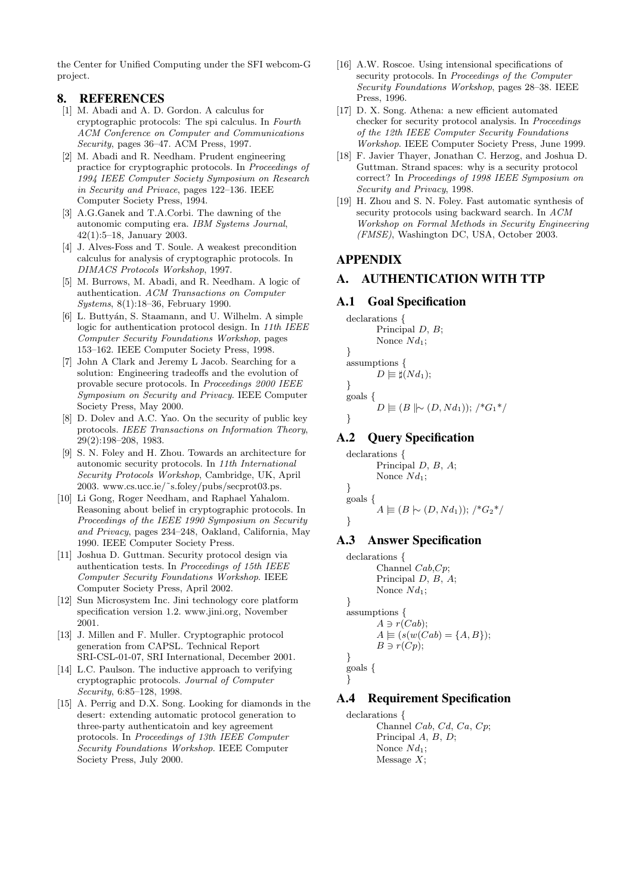the Center for Unified Computing under the SFI webcom-G project.

## 8. REFERENCES

[1] M. Abadi and A. D. Gordon. A calculus for cryptographic protocols: The spi calculus. In *Fourth ACM Conference on Computer and Communications Security*, pages 36–47. ACM Press, 1997.

[2] M. Abadi and R. Needham. Prudent engineering practice for cryptographic protocols. In *Proceedings of 1994 IEEE Computer Society Symposium on Research in Security and Privace*, pages 122–136. IEEE Computer Society Press, 1994.

[3] A.G.Ganek and T.A.Corbi. The dawning of the autonomic computing era. *IBM Systems Journal*, 42(1):5–18, January 2003.

[4] J. Alves-Foss and T. Soule. A weakest precondition calculus for analysis of cryptographic protocols. In *DIMACS Protocols Workshop*, 1997.

[5] M. Burrows, M. Abadi, and R. Needham. A logic of authentication. *ACM Transactions on Computer Systems*, 8(1):18–36, February 1990.

[6] L. Buttyán, S. Staamann, and U. Wilhelm. A simple logic for authentication protocol design. In *11th IEEE Computer Security Foundations Workshop*, pages 153–162. IEEE Computer Society Press, 1998.

[7] John A Clark and Jeremy L Jacob. Searching for a solution: Engineering tradeoffs and the evolution of provable secure protocols. In *Proceedings 2000 IEEE Symposium on Security and Privacy*. IEEE Computer Society Press, May 2000.

[8] D. Dolev and A.C. Yao. On the security of public key protocols. *IEEE Transactions on Information Theory*, 29(2):198–208, 1983.

[9] S. N. Foley and H. Zhou. Towards an architecture for autonomic security protocols. In *11th International Security Protocols Workshop*, Cambridge, UK, April 2003. www.cs.ucc.ie/˜s.foley/pubs/secprot03.ps.

[10] Li Gong, Roger Needham, and Raphael Yahalom. Reasoning about belief in cryptographic protocols. In *Proceedings of the IEEE 1990 Symposium on Security and Privacy*, pages 234–248, Oakland, California, May 1990. IEEE Computer Society Press.

[11] Joshua D. Guttman. Security protocol design via authentication tests. In *Proceedings of 15th IEEE Computer Security Foundations Workshop*. IEEE Computer Society Press, April 2002.

[12] Sun Microsystem Inc. Jini technology core platform specification version 1.2. www.jini.org, November 2001.

[13] J. Millen and F. Muller. Cryptographic protocol generation from CAPSL. Technical Report SRI-CSL-01-07, SRI International, December 2001.

[14] L.C. Paulson. The inductive approach to verifying cryptographic protocols. *Journal of Computer Security*, 6:85–128, 1998.

[15] A. Perrig and D.X. Song. Looking for diamonds in the desert: extending automatic protocol generation to three-party authenticatoin and key agreement protocols. In *Proceedings of 13th IEEE Computer Security Foundations Workshop*. IEEE Computer Society Press, July 2000.

[16] A.W. Roscoe. Using intensional specifications of security protocols. In *Proceedings of the Computer Security Foundations Workshop*, pages 28–38. IEEE Press, 1996.

[17] D. X. Song. Athena: a new efficient automated checker for security protocol analysis. In *Proceedings of the 12th IEEE Computer Security Foundations Workshop*. IEEE Computer Society Press, June 1999.

[18] F. Javier Thayer, Jonathan C. Herzog, and Joshua D. Guttman. Strand spaces: why is a security protocol correct? In *Proceedings of 1998 IEEE Symposium on Security and Privacy*, 1998.

[19] H. Zhou and S. N. Foley. Fast automatic synthesis of security protocols using backward search. In *ACM Workshop on Formal Methods in Security Engineering (FMSE)*, Washington DC, USA, October 2003.

## APPENDIX

## A. AUTHENTICATION WITH TTP

### A.1 Goal Specification

declarations {
  Principal $D$, $B$;
  Nonce $Nd_1$;
}
assumptions {
  $D \models \sharp(Nd_1)$;
}
goals {
  $D \models (B \Vdash\!\sim (D, Nd_1))$; /\*$G_1$\*/
}

### A.2 Query Specification

declarations {
  Principal $D$, $B$, $A$;
  Nonce $Nd_1$;
}
goals {
  $A \models (B \mid\!\sim (D, Nd_1))$; /\*$G_2$\*/
}

### A.3 Answer Specification

declarations {
  Channel $Cab$,$Cp$;
  Principal $D$, $B$, $A$;
  Nonce $Nd_1$;
}
assumptions {
  $A \ni r(Cab)$;
  $A \models (s(w(Cab) = \{A, B\})$;
  $B \ni r(Cp)$;
}
goals {
}

### A.4 Requirement Specification

declarations {
  Channel $Cab$, $Cd$, $Ca$, $Cp$;
  Principal $A$, $B$, $D$;
  Nonce $Nd_1$;
  Message $X$;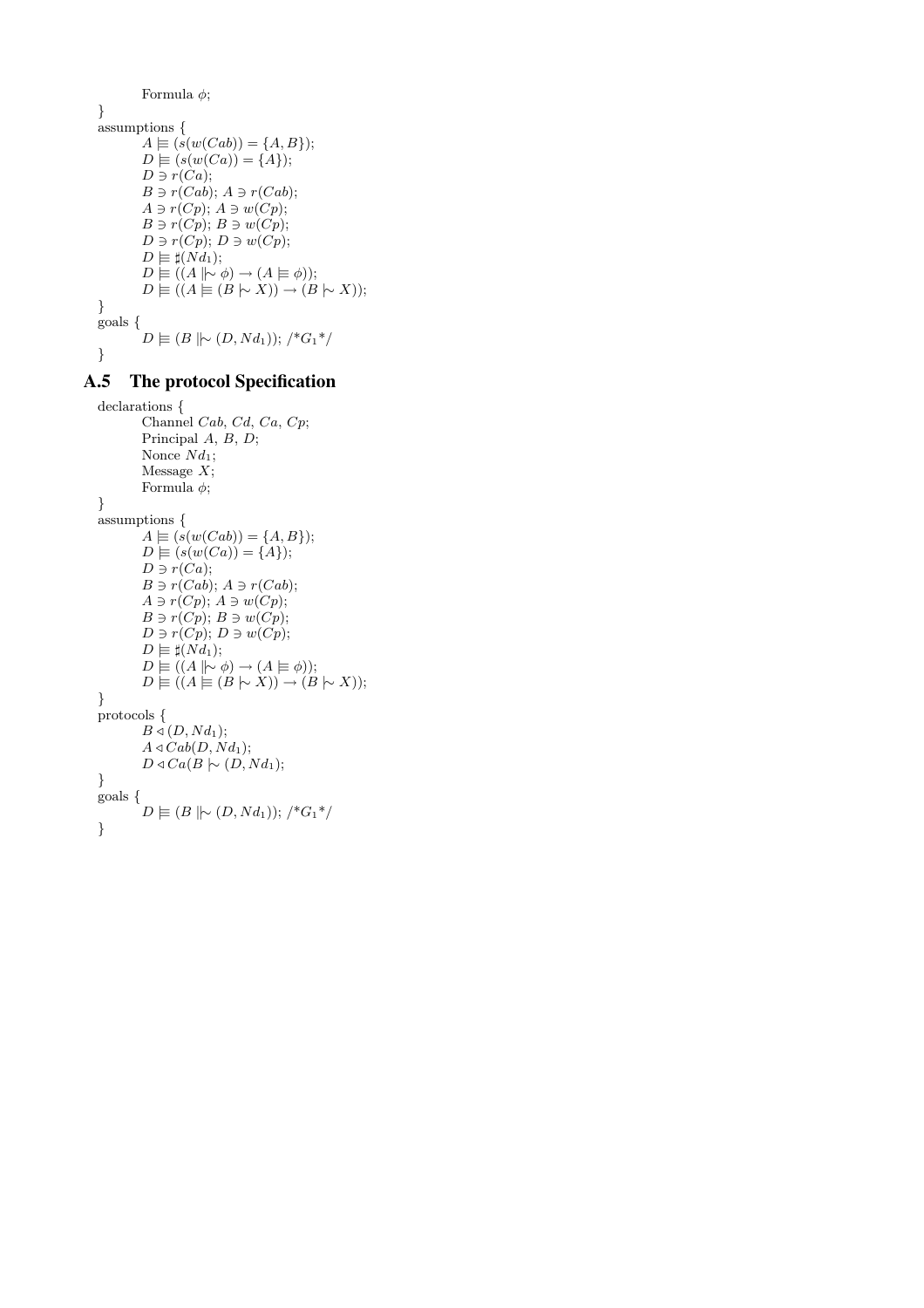Formula $\phi$;

}

assumptions {

$A \models (s(w(Cab)) = \{A, B\})$;

$D \models (s(w(Ca)) = \{A\})$;

$D \ni r(Ca)$;

$B \ni r(Cab)$; $A \ni r(Cab)$;

$A \ni r(Cp)$; $A \ni w(Cp)$;

$B \ni r(Cp)$; $B \ni w(Cp)$;

$D \ni r(Cp)$; $D \ni w(Cp)$;

$D \models \sharp(Nd_1)$;

$D \models ((A \Vdash\sim \phi) \rightarrow (A \models \phi))$;

$D \models ((A \models (B \mid\sim X)) \rightarrow (B \mid\sim X))$;

}

goals {

$D \models (B \Vdash\sim (D, Nd_1))$; /*$G_1$*/

}

## A.5 The protocol Specification

declarations {

Channel $Cab$, $Cd$, $Ca$, $Cp$;

Principal $A$, $B$, $D$;

Nonce $Nd_1$;

Message $X$;

Formula $\phi$;

}

assumptions {

$A \models (s(w(Cab)) = \{A, B\})$;

$D \models (s(w(Ca)) = \{A\})$;

$D \ni r(Ca)$;

$B \ni r(Cab)$; $A \ni r(Cab)$;

$A \ni r(Cp)$; $A \ni w(Cp)$;

$B \ni r(Cp)$; $B \ni w(Cp)$;

$D \ni r(Cp)$; $D \ni w(Cp)$;

$D \models \sharp(Nd_1)$;

$D \models ((A \Vdash\sim \phi) \rightarrow (A \models \phi))$;

$D \models ((A \models (B \mid\sim X)) \rightarrow (B \mid\sim X))$;

}

protocols {

$B \triangleleft (D, Nd_1)$;

$A \triangleleft Cab(D, Nd_1)$;

$D \triangleleft Ca(B \mid\sim (D, Nd_1)$;

}

goals {

$D \models (B \Vdash\sim (D, Nd_1))$; /*$G_1$*/

}